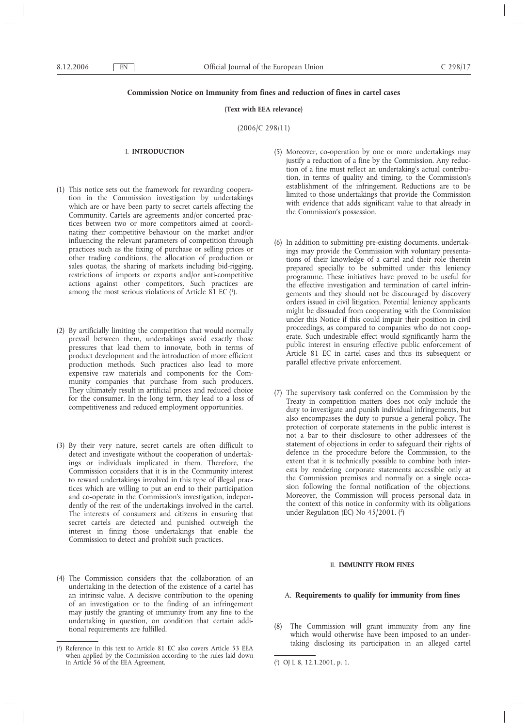# Commission Notice on Immunity from fines and reduction of fines in cartel cases

**(Text with EEA relevance)**

(2006/C 298/11)

## I. INTRODUCTION

(1) This notice sets out the framework for rewarding cooperation in the Commission investigation by undertakings which are or have been party to secret cartels affecting the Community. Cartels are agreements and/or concerted practices between two or more competitors aimed at coordinating their competitive behaviour on the market and/or influencing the relevant parameters of competition through practices such as the fixing of purchase or selling prices or other trading conditions, the allocation of production or sales quotas, the sharing of markets including bid-rigging, restrictions of imports or exports and/or anti-competitive actions against other competitors. Such practices are among the most serious violations of Article 81 EC [1].

(2) By artificially limiting the competition that would normally prevail between them, undertakings avoid exactly those pressures that lead them to innovate, both in terms of product development and the introduction of more efficient production methods. Such practices also lead to more expensive raw materials and components for the Community companies that purchase from such producers. They ultimately result in artificial prices and reduced choice for the consumer. In the long term, they lead to a loss of competitiveness and reduced employment opportunities.

(3) By their very nature, secret cartels are often difficult to detect and investigate without the cooperation of undertakings or individuals implicated in them. Therefore, the Commission considers that it is in the Community interest to reward undertakings involved in this type of illegal practices which are willing to put an end to their participation and co-operate in the Commission's investigation, independently of the rest of the undertakings involved in the cartel. The interests of consumers and citizens in ensuring that secret cartels are detected and punished outweigh the interest in fining those undertakings that enable the Commission to detect and prohibit such practices.

(4) The Commission considers that the collaboration of an undertaking in the detection of the existence of a cartel has an intrinsic value. A decisive contribution to the opening of an investigation or to the finding of an infringement may justify the granting of immunity from any fine to the undertaking in question, on condition that certain additional requirements are fulfilled.

(5) Moreover, co-operation by one or more undertakings may justify a reduction of a fine by the Commission. Any reduction of a fine must reflect an undertaking's actual contribution, in terms of quality and timing, to the Commission's establishment of the infringement. Reductions are to be limited to those undertakings that provide the Commission with evidence that adds significant value to that already in the Commission's possession.

(6) In addition to submitting pre-existing documents, undertakings may provide the Commission with voluntary presentations of their knowledge of a cartel and their role therein prepared specially to be submitted under this leniency programme. These initiatives have proved to be useful for the effective investigation and termination of cartel infringements and they should not be discouraged by discovery orders issued in civil litigation. Potential leniency applicants might be dissuaded from cooperating with the Commission under this Notice if this could impair their position in civil proceedings, as compared to companies who do not cooperate. Such undesirable effect would significantly harm the public interest in ensuring effective public enforcement of Article 81 EC in cartel cases and thus its subsequent or parallel effective private enforcement.

(7) The supervisory task conferred on the Commission by the Treaty in competition matters does not only include the duty to investigate and punish individual infringements, but also encompasses the duty to pursue a general policy. The protection of corporate statements in the public interest is not a bar to their disclosure to other addressees of the statement of objections in order to safeguard their rights of defence in the procedure before the Commission, to the extent that it is technically possible to combine both interests by rendering corporate statements accessible only at the Commission premises and normally on a single occasion following the formal notification of the objections. Moreover, the Commission will process personal data in the context of this notice in conformity with its obligations under Regulation (EC) No 45/2001. [2]

## II. IMMUNITY FROM FINES

### A. Requirements to qualify for immunity from fines

(8) The Commission will grant immunity from any fine which would otherwise have been imposed to an undertaking disclosing its participation in an alleged cartel

---

[1] Reference in this text to Article 81 EC also covers Article 53 EEA when applied by the Commission according to the rules laid down in Article 56 of the EEA Agreement.

[2] OJ L 8, 12.1.2001, p. 1.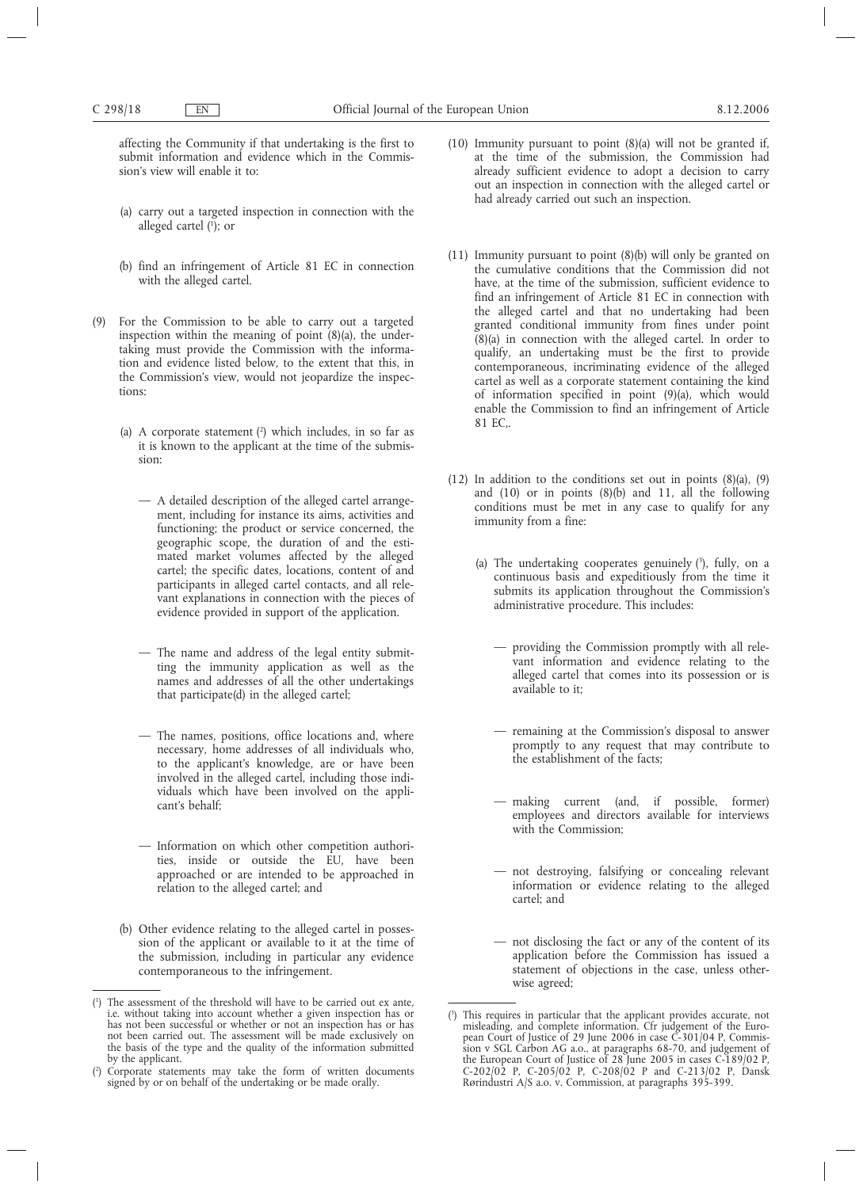affecting the Community if that undertaking is the first to submit information and evidence which in the Commission's view will enable it to:

(a) carry out a targeted inspection in connection with the alleged cartel [1]; or

(b) find an infringement of Article 81 EC in connection with the alleged cartel.

(9) For the Commission to be able to carry out a targeted inspection within the meaning of point (8)(a), the undertaking must provide the Commission with the information and evidence listed below, to the extent that this, in the Commission's view, would not jeopardize the inspections:

(a) A corporate statement [2] which includes, in so far as it is known to the applicant at the time of the submission:

— A detailed description of the alleged cartel arrangement, including for instance its aims, activities and functioning; the product or service concerned, the geographic scope, the duration of and the estimated market volumes affected by the alleged cartel; the specific dates, locations, content of and participants in alleged cartel contacts, and all relevant explanations in connection with the pieces of evidence provided in support of the application.

— The name and address of the legal entity submitting the immunity application as well as the names and addresses of all the other undertakings that participate(d) in the alleged cartel;

— The names, positions, office locations and, where necessary, home addresses of all individuals who, to the applicant's knowledge, are or have been involved in the alleged cartel, including those individuals which have been involved on the applicant's behalf;

— Information on which other competition authorities, inside or outside the EU, have been approached or are intended to be approached in relation to the alleged cartel; and

(b) Other evidence relating to the alleged cartel in possession of the applicant or available to it at the time of the submission, including in particular any evidence contemporaneous to the infringement.

(10) Immunity pursuant to point (8)(a) will not be granted if, at the time of the submission, the Commission had already sufficient evidence to adopt a decision to carry out an inspection in connection with the alleged cartel or had already carried out such an inspection.

(11) Immunity pursuant to point (8)(b) will only be granted on the cumulative conditions that the Commission did not have, at the time of the submission, sufficient evidence to find an infringement of Article 81 EC in connection with the alleged cartel and that no undertaking had been granted conditional immunity from fines under point (8)(a) in connection with the alleged cartel. In order to qualify, an undertaking must be the first to provide contemporaneous, incriminating evidence of the alleged cartel as well as a corporate statement containing the kind of information specified in point (9)(a), which would enable the Commission to find an infringement of Article 81 EC,.

(12) In addition to the conditions set out in points (8)(a), (9) and (10) or in points (8)(b) and 11, all the following conditions must be met in any case to qualify for any immunity from a fine:

(a) The undertaking cooperates genuinely [3], fully, on a continuous basis and expeditiously from the time it submits its application throughout the Commission's administrative procedure. This includes:

— providing the Commission promptly with all relevant information and evidence relating to the alleged cartel that comes into its possession or is available to it;

— remaining at the Commission's disposal to answer promptly to any request that may contribute to the establishment of the facts;

— making current (and, if possible, former) employees and directors available for interviews with the Commission;

— not destroying, falsifying or concealing relevant information or evidence relating to the alleged cartel; and

— not disclosing the fact or any of the content of its application before the Commission has issued a statement of objections in the case, unless otherwise agreed;

---

[1] The assessment of the threshold will have to be carried out ex ante, i.e. without taking into account whether a given inspection has or has not been successful or whether or not an inspection has or has not been carried out. The assessment will be made exclusively on the basis of the type and the quality of the information submitted by the applicant.

[2] Corporate statements may take the form of written documents signed by or on behalf of the undertaking or be made orally.

[3] This requires in particular that the applicant provides accurate, not misleading, and complete information. Cfr judgement of the European Court of Justice of 29 June 2006 in case C-301/04 P, Commission v SGL Carbon AG a.o., at paragraphs 68-70, and judgement of the European Court of Justice of 28 June 2005 in cases C-189/02 P, C-202/02 P, C-205/02 P, C-208/02 P and C-213/02 P, Dansk Rørindustri A/S a.o. v. Commission, at paragraphs 395-399.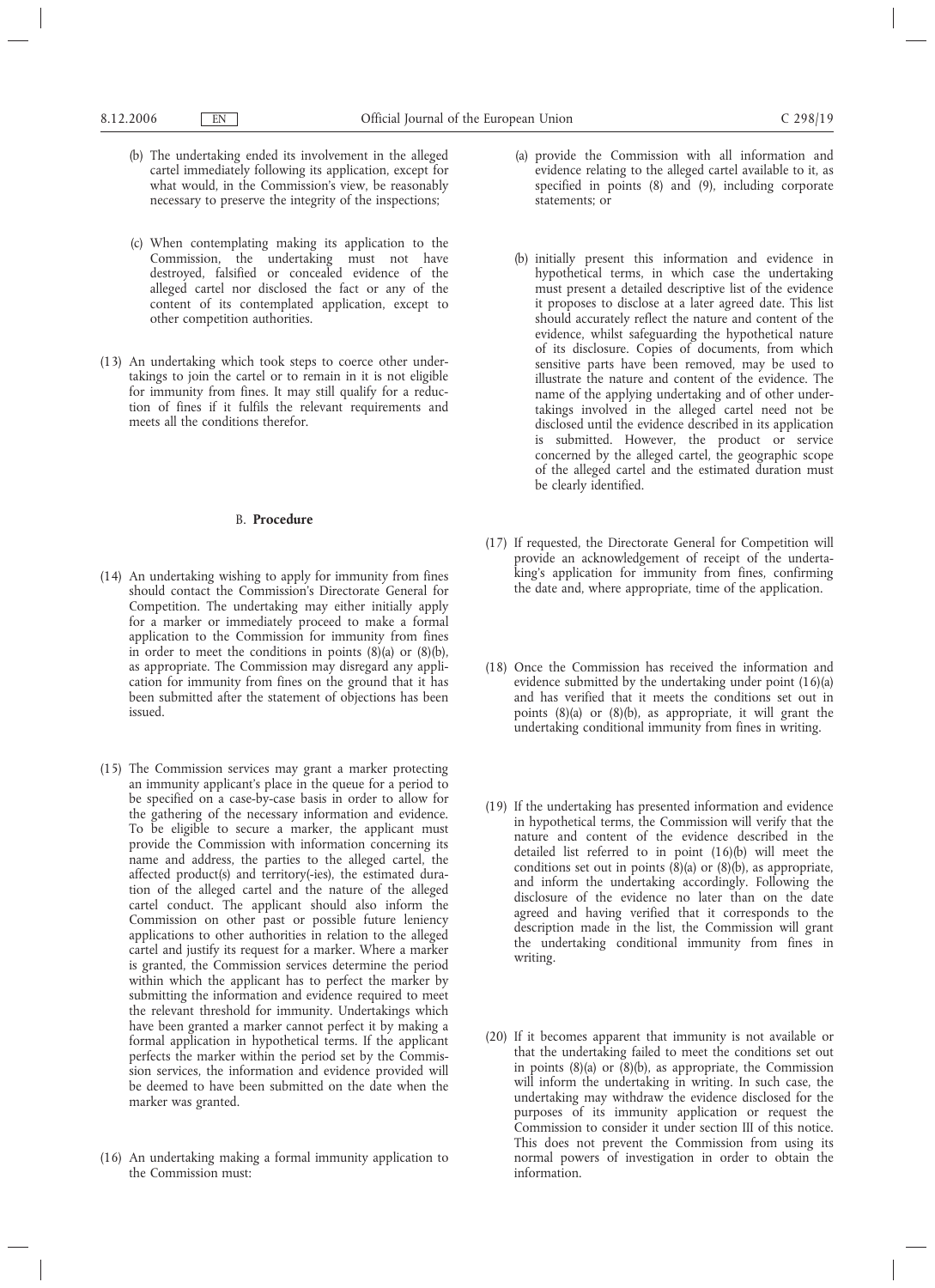(b) The undertaking ended its involvement in the alleged cartel immediately following its application, except for what would, in the Commission's view, be reasonably necessary to preserve the integrity of the inspections;

(c) When contemplating making its application to the Commission, the undertaking must not have destroyed, falsified or concealed evidence of the alleged cartel nor disclosed the fact or any of the content of its contemplated application, except to other competition authorities.

(13) An undertaking which took steps to coerce other undertakings to join the cartel or to remain in it is not eligible for immunity from fines. It may still qualify for a reduction of fines if it fulfils the relevant requirements and meets all the conditions therefor.

### B. **Procedure**

(14) An undertaking wishing to apply for immunity from fines should contact the Commission's Directorate General for Competition. The undertaking may either initially apply for a marker or immediately proceed to make a formal application to the Commission for immunity from fines in order to meet the conditions in points (8)(a) or (8)(b), as appropriate. The Commission may disregard any application for immunity from fines on the ground that it has been submitted after the statement of objections has been issued.

(15) The Commission services may grant a marker protecting an immunity applicant's place in the queue for a period to be specified on a case-by-case basis in order to allow for the gathering of the necessary information and evidence. To be eligible to secure a marker, the applicant must provide the Commission with information concerning its name and address, the parties to the alleged cartel, the affected product(s) and territory(-ies), the estimated duration of the alleged cartel and the nature of the alleged cartel conduct. The applicant should also inform the Commission on other past or possible future leniency applications to other authorities in relation to the alleged cartel and justify its request for a marker. Where a marker is granted, the Commission services determine the period within which the applicant has to perfect the marker by submitting the information and evidence required to meet the relevant threshold for immunity. Undertakings which have been granted a marker cannot perfect it by making a formal application in hypothetical terms. If the applicant perfects the marker within the period set by the Commission services, the information and evidence provided will be deemed to have been submitted on the date when the marker was granted.

(16) An undertaking making a formal immunity application to the Commission must:

(a) provide the Commission with all information and evidence relating to the alleged cartel available to it, as specified in points (8) and (9), including corporate statements; or

(b) initially present this information and evidence in hypothetical terms, in which case the undertaking must present a detailed descriptive list of the evidence it proposes to disclose at a later agreed date. This list should accurately reflect the nature and content of the evidence, whilst safeguarding the hypothetical nature of its disclosure. Copies of documents, from which sensitive parts have been removed, may be used to illustrate the nature and content of the evidence. The name of the applying undertaking and of other undertakings involved in the alleged cartel need not be disclosed until the evidence described in its application is submitted. However, the product or service concerned by the alleged cartel, the geographic scope of the alleged cartel and the estimated duration must be clearly identified.

(17) If requested, the Directorate General for Competition will provide an acknowledgement of receipt of the undertaking's application for immunity from fines, confirming the date and, where appropriate, time of the application.

(18) Once the Commission has received the information and evidence submitted by the undertaking under point (16)(a) and has verified that it meets the conditions set out in points (8)(a) or (8)(b), as appropriate, it will grant the undertaking conditional immunity from fines in writing.

(19) If the undertaking has presented information and evidence in hypothetical terms, the Commission will verify that the nature and content of the evidence described in the detailed list referred to in point (16)(b) will meet the conditions set out in points (8)(a) or (8)(b), as appropriate, and inform the undertaking accordingly. Following the disclosure of the evidence no later than on the date agreed and having verified that it corresponds to the description made in the list, the Commission will grant the undertaking conditional immunity from fines in writing.

(20) If it becomes apparent that immunity is not available or that the undertaking failed to meet the conditions set out in points (8)(a) or (8)(b), as appropriate, the Commission will inform the undertaking in writing. In such case, the undertaking may withdraw the evidence disclosed for the purposes of its immunity application or request the Commission to consider it under section III of this notice. This does not prevent the Commission from using its normal powers of investigation in order to obtain the information.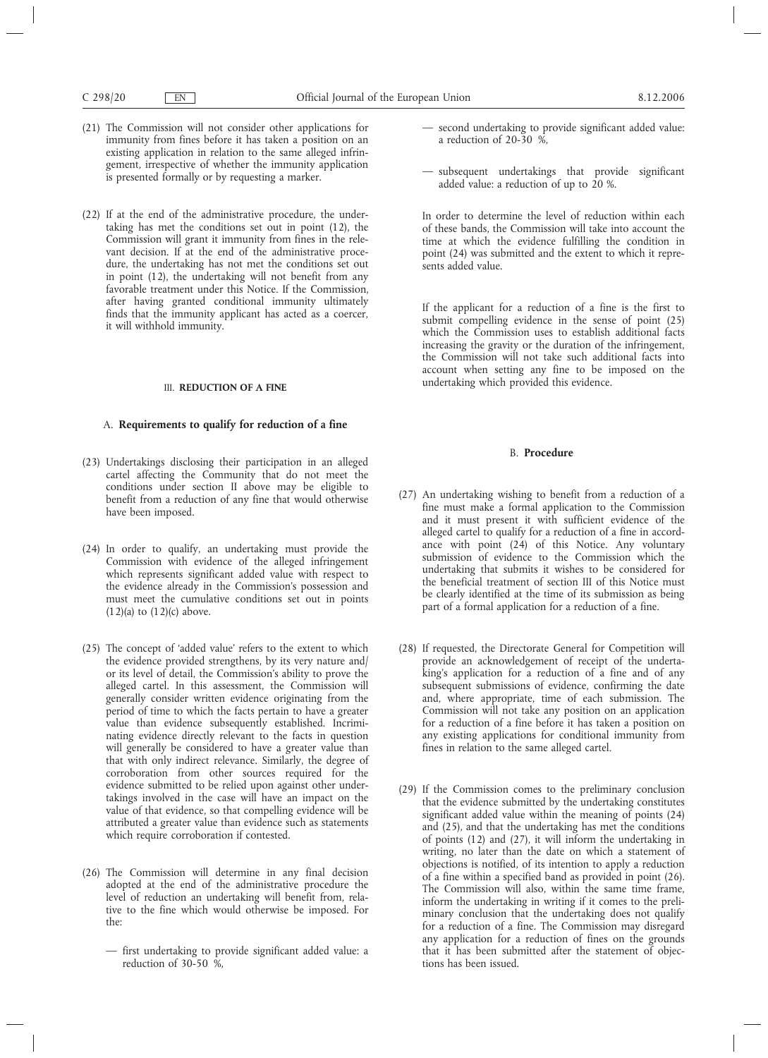(21) The Commission will not consider other applications for immunity from fines before it has taken a position on an existing application in relation to the same alleged infringement, irrespective of whether the immunity application is presented formally or by requesting a marker.

(22) If at the end of the administrative procedure, the undertaking has met the conditions set out in point (12), the Commission will grant it immunity from fines in the relevant decision. If at the end of the administrative procedure, the undertaking has not met the conditions set out in point (12), the undertaking will not benefit from any favorable treatment under this Notice. If the Commission, after having granted conditional immunity ultimately finds that the immunity applicant has acted as a coercer, it will withhold immunity.

## III. **REDUCTION OF A FINE**

### A. **Requirements to qualify for reduction of a fine**

(23) Undertakings disclosing their participation in an alleged cartel affecting the Community that do not meet the conditions under section II above may be eligible to benefit from a reduction of any fine that would otherwise have been imposed.

(24) In order to qualify, an undertaking must provide the Commission with evidence of the alleged infringement which represents significant added value with respect to the evidence already in the Commission's possession and must meet the cumulative conditions set out in points (12)(a) to (12)(c) above.

(25) The concept of 'added value' refers to the extent to which the evidence provided strengthens, by its very nature and/or its level of detail, the Commission's ability to prove the alleged cartel. In this assessment, the Commission will generally consider written evidence originating from the period of time to which the facts pertain to have a greater value than evidence subsequently established. Incriminating evidence directly relevant to the facts in question will generally be considered to have a greater value than that with only indirect relevance. Similarly, the degree of corroboration from other sources required for the evidence submitted to be relied upon against other undertakings involved in the case will have an impact on the value of that evidence, so that compelling evidence will be attributed a greater value than evidence such as statements which require corroboration if contested.

(26) The Commission will determine in any final decision adopted at the end of the administrative procedure the level of reduction an undertaking will benefit from, relative to the fine which would otherwise be imposed. For the:

- first undertaking to provide significant added value: a reduction of 30-50 %,
- second undertaking to provide significant added value: a reduction of 20-30 %,
- subsequent undertakings that provide significant added value: a reduction of up to 20 %.

In order to determine the level of reduction within each of these bands, the Commission will take into account the time at which the evidence fulfilling the condition in point (24) was submitted and the extent to which it represents added value.

If the applicant for a reduction of a fine is the first to submit compelling evidence in the sense of point (25) which the Commission uses to establish additional facts increasing the gravity or the duration of the infringement, the Commission will not take such additional facts into account when setting any fine to be imposed on the undertaking which provided this evidence.

### B. **Procedure**

(27) An undertaking wishing to benefit from a reduction of a fine must make a formal application to the Commission and it must present it with sufficient evidence of the alleged cartel to qualify for a reduction of a fine in accordance with point (24) of this Notice. Any voluntary submission of evidence to the Commission which the undertaking that submits it wishes to be considered for the beneficial treatment of section III of this Notice must be clearly identified at the time of its submission as being part of a formal application for a reduction of a fine.

(28) If requested, the Directorate General for Competition will provide an acknowledgement of receipt of the undertaking's application for a reduction of a fine and of any subsequent submissions of evidence, confirming the date and, where appropriate, time of each submission. The Commission will not take any position on an application for a reduction of a fine before it has taken a position on any existing applications for conditional immunity from fines in relation to the same alleged cartel.

(29) If the Commission comes to the preliminary conclusion that the evidence submitted by the undertaking constitutes significant added value within the meaning of points (24) and (25), and that the undertaking has met the conditions of points (12) and (27), it will inform the undertaking in writing, no later than the date on which a statement of objections is notified, of its intention to apply a reduction of a fine within a specified band as provided in point (26). The Commission will also, within the same time frame, inform the undertaking in writing if it comes to the preliminary conclusion that the undertaking does not qualify for a reduction of a fine. The Commission may disregard any application for a reduction of fines on the grounds that it has been submitted after the statement of objections has been issued.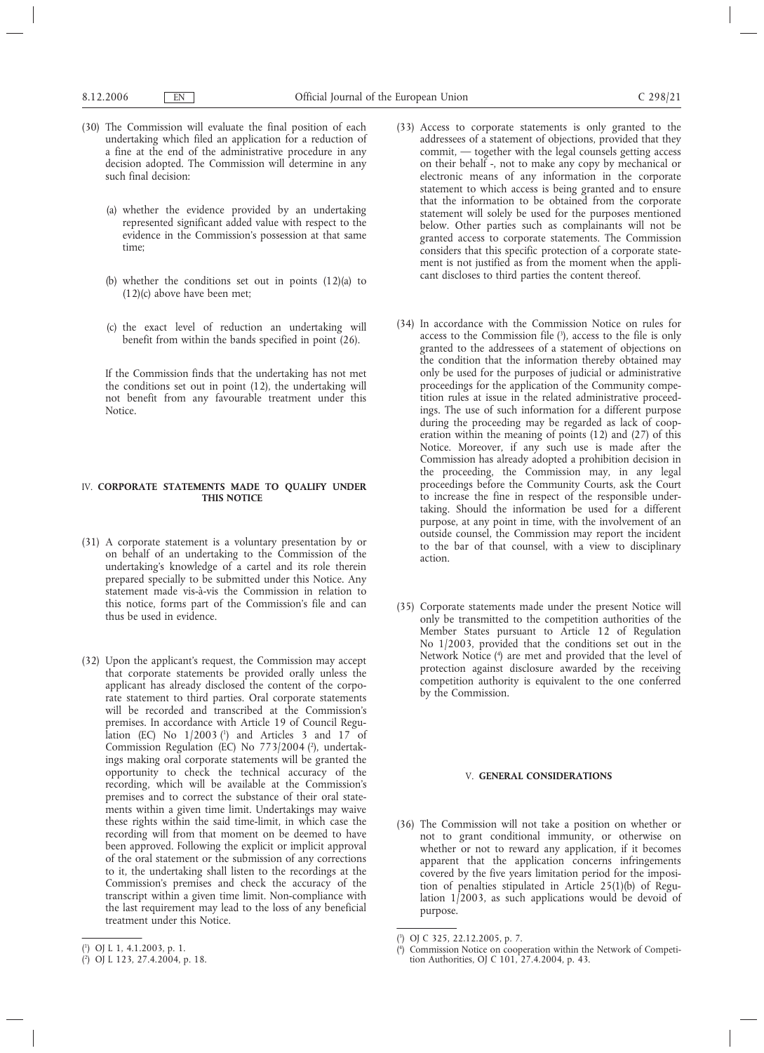(30) The Commission will evaluate the final position of each undertaking which filed an application for a reduction of a fine at the end of the administrative procedure in any decision adopted. The Commission will determine in any such final decision:

(a) whether the evidence provided by an undertaking represented significant added value with respect to the evidence in the Commission's possession at that same time;

(b) whether the conditions set out in points (12)(a) to (12)(c) above have been met;

(c) the exact level of reduction an undertaking will benefit from within the bands specified in point (26).

If the Commission finds that the undertaking has not met the conditions set out in point (12), the undertaking will not benefit from any favourable treatment under this Notice.

## IV. CORPORATE STATEMENTS MADE TO QUALIFY UNDER THIS NOTICE

(31) A corporate statement is a voluntary presentation by or on behalf of an undertaking to the Commission of the undertaking's knowledge of a cartel and its role therein prepared specially to be submitted under this Notice. Any statement made vis-à-vis the Commission in relation to this notice, forms part of the Commission's file and can thus be used in evidence.

(32) Upon the applicant's request, the Commission may accept that corporate statements be provided orally unless the applicant has already disclosed the content of the corporate statement to third parties. Oral corporate statements will be recorded and transcribed at the Commission's premises. In accordance with Article 19 of Council Regulation (EC) No 1/2003 [1] and Articles 3 and 17 of Commission Regulation (EC) No 773/2004 [2], undertakings making oral corporate statements will be granted the opportunity to check the technical accuracy of the recording, which will be available at the Commission's premises and to correct the substance of their oral statements within a given time limit. Undertakings may waive these rights within the said time-limit, in which case the recording will from that moment on be deemed to have been approved. Following the explicit or implicit approval of the oral statement or the submission of any corrections to it, the undertaking shall listen to the recordings at the Commission's premises and check the accuracy of the transcript within a given time limit. Non-compliance with the last requirement may lead to the loss of any beneficial treatment under this Notice.

(33) Access to corporate statements is only granted to the addressees of a statement of objections, provided that they commit, — together with the legal counsels getting access on their behalf -, not to make any copy by mechanical or electronic means of any information in the corporate statement to which access is being granted and to ensure that the information to be obtained from the corporate statement will solely be used for the purposes mentioned below. Other parties such as complainants will not be granted access to corporate statements. The Commission considers that this specific protection of a corporate statement is not justified as from the moment when the applicant discloses to third parties the content thereof.

(34) In accordance with the Commission Notice on rules for access to the Commission file [3], access to the file is only granted to the addressees of a statement of objections on the condition that the information thereby obtained may only be used for the purposes of judicial or administrative proceedings for the application of the Community competition rules at issue in the related administrative proceedings. The use of such information for a different purpose during the proceeding may be regarded as lack of cooperation within the meaning of points (12) and (27) of this Notice. Moreover, if any such use is made after the Commission has already adopted a prohibition decision in the proceeding, the Commission may, in any legal proceedings before the Community Courts, ask the Court to increase the fine in respect of the responsible undertaking. Should the information be used for a different purpose, at any point in time, with the involvement of an outside counsel, the Commission may report the incident to the bar of that counsel, with a view to disciplinary action.

(35) Corporate statements made under the present Notice will only be transmitted to the competition authorities of the Member States pursuant to Article 12 of Regulation No 1/2003, provided that the conditions set out in the Network Notice [4] are met and provided that the level of protection against disclosure awarded by the receiving competition authority is equivalent to the one conferred by the Commission.

## V. GENERAL CONSIDERATIONS

(36) The Commission will not take a position on whether or not to grant conditional immunity, or otherwise on whether or not to reward any application, if it becomes apparent that the application concerns infringements covered by the five years limitation period for the imposition of penalties stipulated in Article 25(1)(b) of Regulation 1/2003, as such applications would be devoid of purpose.

---

[1] OJ L 1, 4.1.2003, p. 1.

[2] OJ L 123, 27.4.2004, p. 18.

[3] OJ C 325, 22.12.2005, p. 7.

[4] Commission Notice on cooperation within the Network of Competition Authorities, OJ C 101, 27.4.2004, p. 43.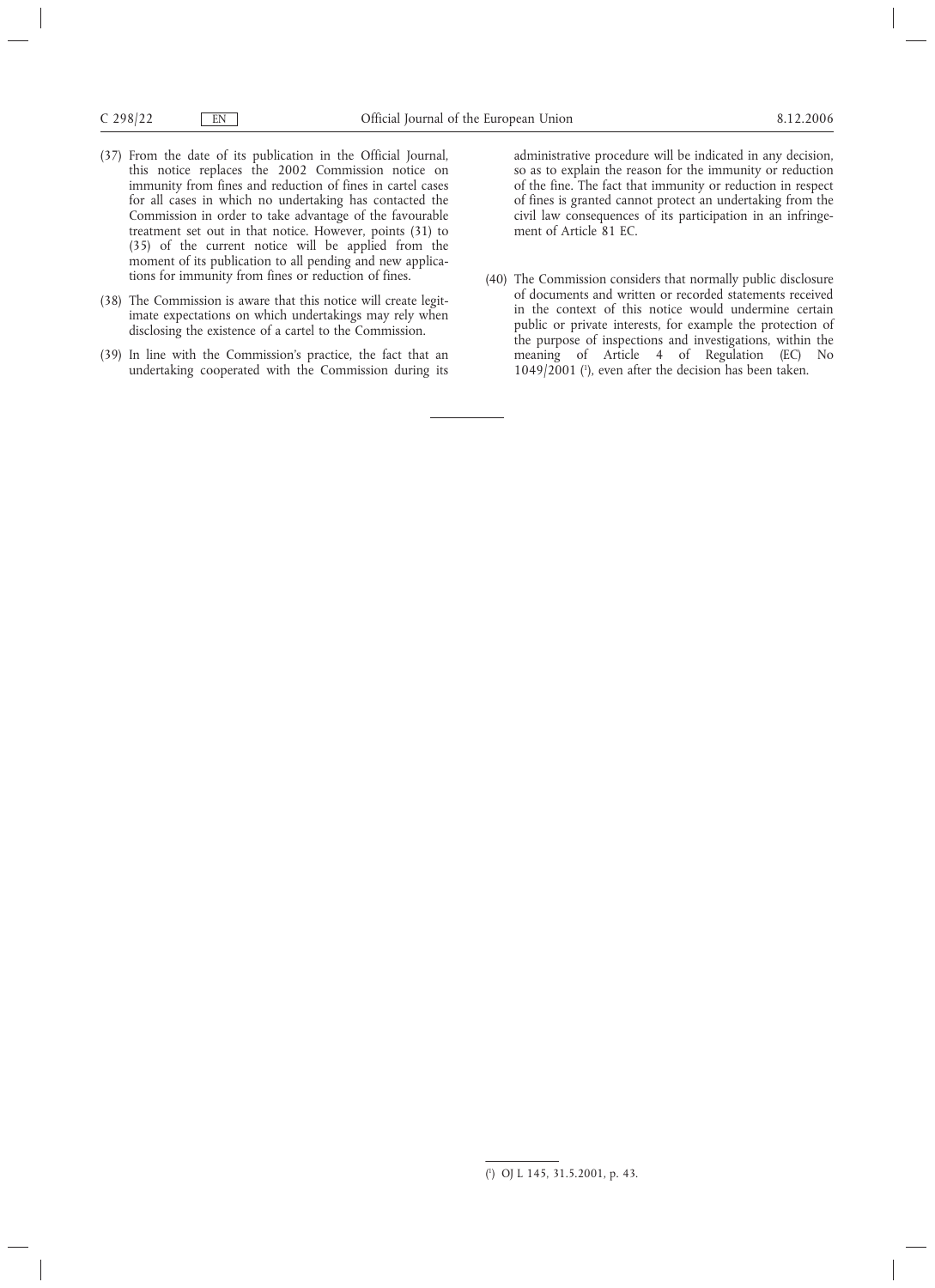(37) From the date of its publication in the Official Journal, this notice replaces the 2002 Commission notice on immunity from fines and reduction of fines in cartel cases for all cases in which no undertaking has contacted the Commission in order to take advantage of the favourable treatment set out in that notice. However, points (31) to (35) of the current notice will be applied from the moment of its publication to all pending and new applications for immunity from fines or reduction of fines.

(38) The Commission is aware that this notice will create legitimate expectations on which undertakings may rely when disclosing the existence of a cartel to the Commission.

(39) In line with the Commission's practice, the fact that an undertaking cooperated with the Commission during its administrative procedure will be indicated in any decision, so as to explain the reason for the immunity or reduction of the fine. The fact that immunity or reduction in respect of fines is granted cannot protect an undertaking from the civil law consequences of its participation in an infringement of Article 81 EC.

(40) The Commission considers that normally public disclosure of documents and written or recorded statements received in the context of this notice would undermine certain public or private interests, for example the protection of the purpose of inspections and investigations, within the meaning of Article 4 of Regulation (EC) No 1049/2001 [1], even after the decision has been taken.

---

[1] OJ L 145, 31.5.2001, p. 43.